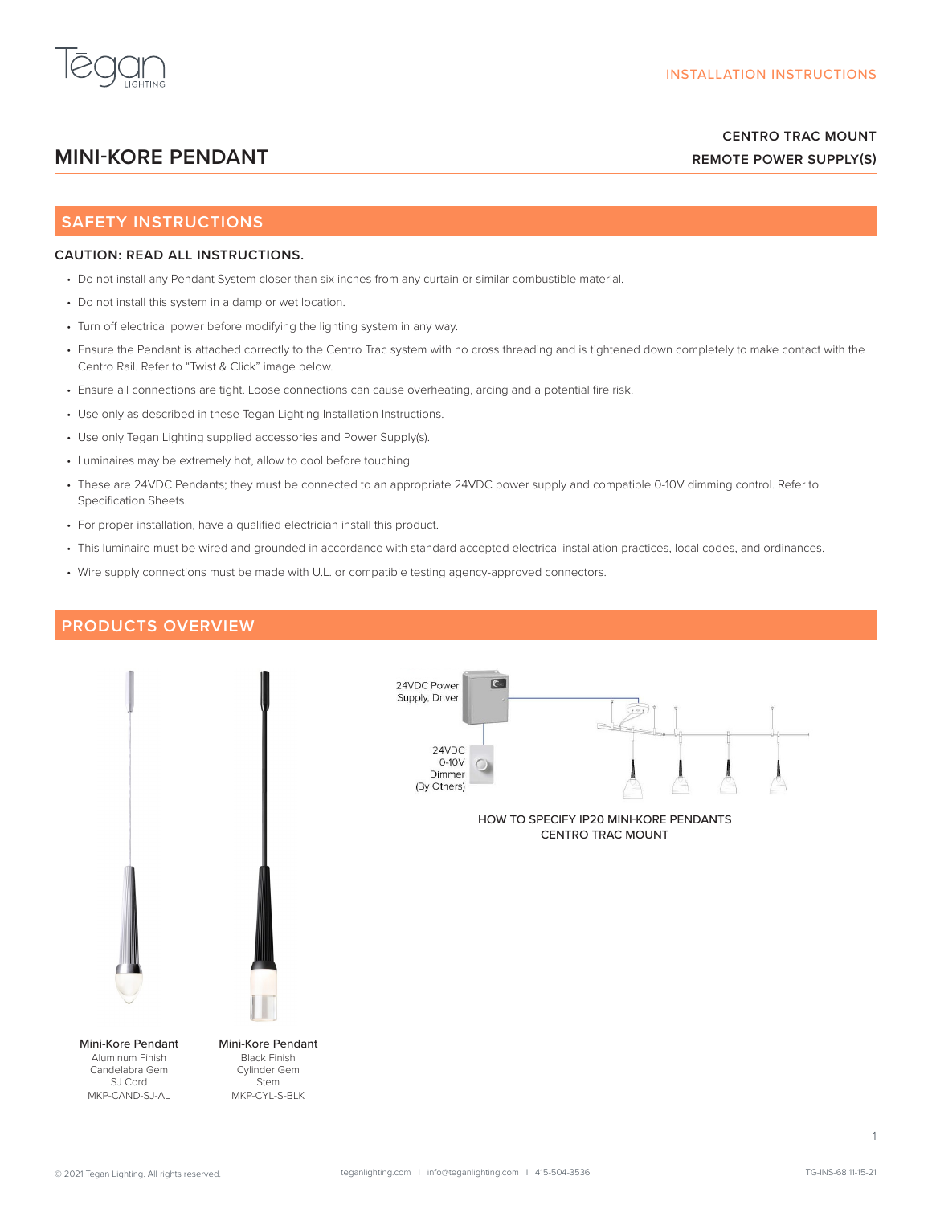INSTALLATION INSTRUCTIONS

# MINI-KORE PENDANT

**CENTRO TRAC MOUNT**
**REMOTE POWER SUPPLY(S)**

## SAFETY INSTRUCTIONS

**CAUTION: READ ALL INSTRUCTIONS.**

- Do not install any Pendant System closer than six inches from any curtain or similar combustible material.
- Do not install this system in a damp or wet location.
- Turn off electrical power before modifying the lighting system in any way.
- Ensure the Pendant is attached correctly to the Centro Trac system with no cross threading and is tightened down completely to make contact with the Centro Rail. Refer to "Twist & Click" image below.
- Ensure all connections are tight. Loose connections can cause overheating, arcing and a potential fire risk.
- Use only as described in these Tegan Lighting Installation Instructions.
- Use only Tegan Lighting supplied accessories and Power Supply(s).
- Luminaires may be extremely hot, allow to cool before touching.
- These are 24VDC Pendants; they must be connected to an appropriate 24VDC power supply and compatible 0-10V dimming control. Refer to Specification Sheets.
- For proper installation, have a qualified electrician install this product.
- This luminaire must be wired and grounded in accordance with standard accepted electrical installation practices, local codes, and ordinances.
- Wire supply connections must be made with U.L. or compatible testing agency-approved connectors.

## PRODUCTS OVERVIEW

Mini-Kore Pendant
Aluminum Finish
Candelabra Gem
SJ Cord
MKP-CAND-SJ-AL

Mini-Kore Pendant
Black Finish
Cylinder Gem
Stem
MKP-CYL-S-BLK

24VDC Power Supply, Driver

24VDC 0-10V Dimmer (By Others)

HOW TO SPECIFY IP20 MINI-KORE PENDANTS
CENTRO TRAC MOUNT

© 2021 Tegan Lighting. All rights reserved. teganlighting.com | info@teganlighting.com | 415-504-3536 TG-INS-68 11-15-21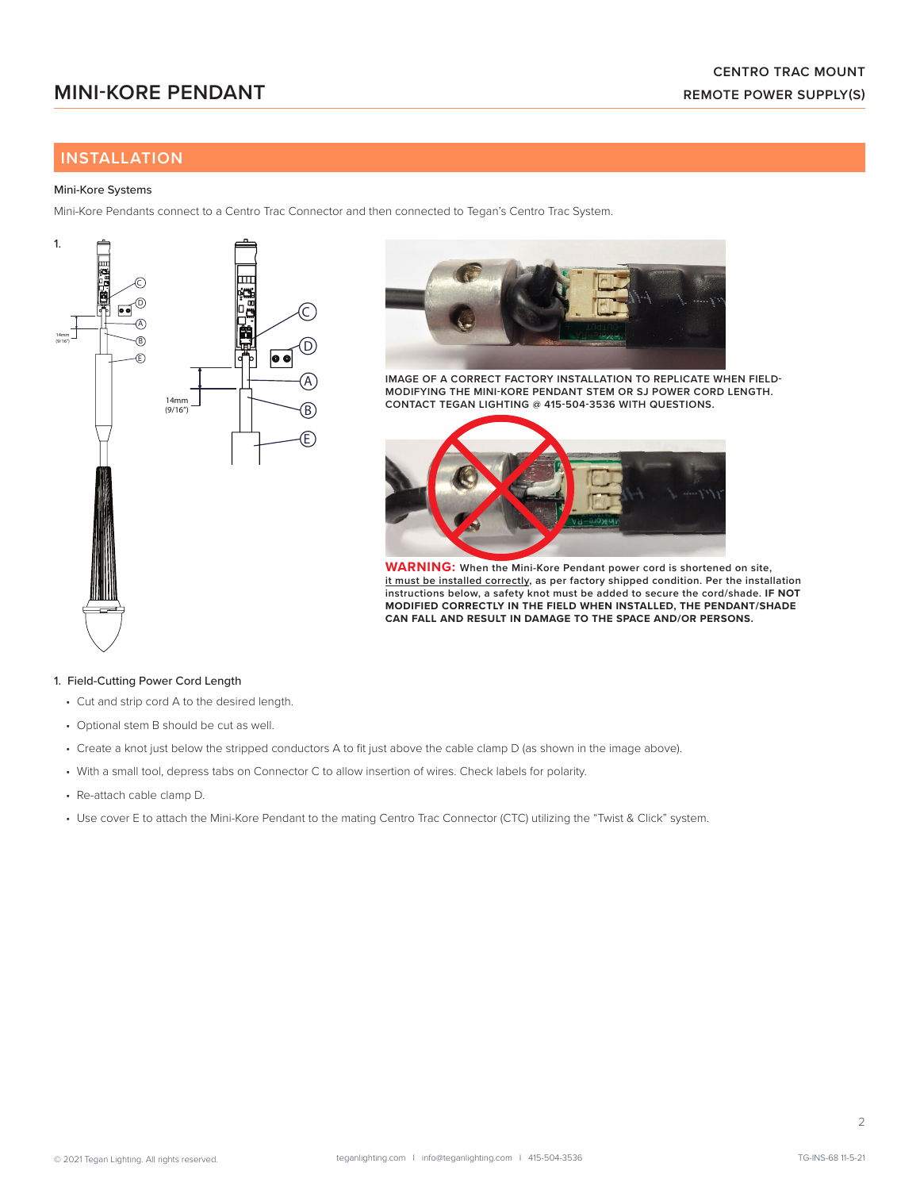# MINI-KORE PENDANT

CENTRO TRAC MOUNT
REMOTE POWER SUPPLY(S)

## INSTALLATION

Mini-Kore Systems

Mini-Kore Pendants connect to a Centro Trac Connector and then connected to Tegan's Centro Trac System.

1.

IMAGE OF A CORRECT FACTORY INSTALLATION TO REPLICATE WHEN FIELD-MODIFYING THE MINI-KORE PENDANT STEM OR SJ POWER CORD LENGTH. CONTACT TEGAN LIGHTING @ 415-504-3536 WITH QUESTIONS.

**WARNING:** When the Mini-Kore Pendant power cord is shortened on site, it must be installed correctly, as per factory shipped condition. Per the installation instructions below, a safety knot must be added to secure the cord/shade. **IF NOT MODIFIED CORRECTLY IN THE FIELD WHEN INSTALLED, THE PENDANT/SHADE CAN FALL AND RESULT IN DAMAGE TO THE SPACE AND/OR PERSONS.**

1. Field-Cutting Power Cord Length
   - Cut and strip cord A to the desired length.
   - Optional stem B should be cut as well.
   - Create a knot just below the stripped conductors A to fit just above the cable clamp D (as shown in the image above).
   - With a small tool, depress tabs on Connector C to allow insertion of wires. Check labels for polarity.
   - Re-attach cable clamp D.
   - Use cover E to attach the Mini-Kore Pendant to the mating Centro Trac Connector (CTC) utilizing the "Twist & Click" system.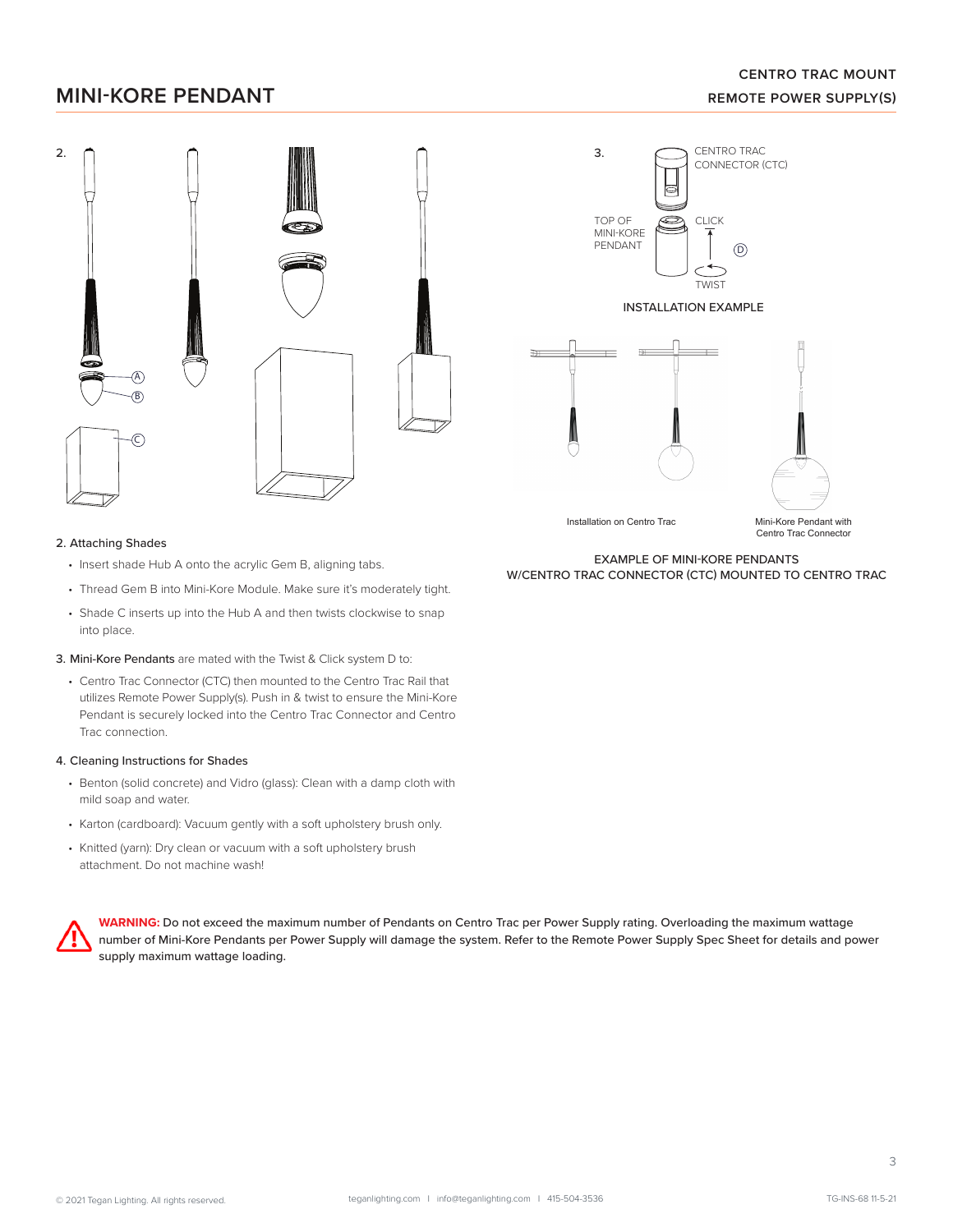# MINI-KORE PENDANT

CENTRO TRAC MOUNT
REMOTE POWER SUPPLY(S)

2.

A

B

C

3.

CENTRO TRAC CONNECTOR (CTC)

TOP OF MINI-KORE PENDANT

CLICK

D

TWIST

INSTALLATION EXAMPLE

Installation on Centro Trac

Mini-Kore Pendant with Centro Trac Connector

EXAMPLE OF MINI-KORE PENDANTS W/CENTRO TRAC CONNECTOR (CTC) MOUNTED TO CENTRO TRAC

2. Attaching Shades

- Insert shade Hub A onto the acrylic Gem B, aligning tabs.
- Thread Gem B into Mini-Kore Module. Make sure it's moderately tight.
- Shade C inserts up into the Hub A and then twists clockwise to snap into place.

3. **Mini-Kore Pendants** are mated with the Twist & Click system D to:

- Centro Trac Connector (CTC) then mounted to the Centro Trac Rail that utilizes Remote Power Supply(s). Push in & twist to ensure the Mini-Kore Pendant is securely locked into the Centro Trac Connector and Centro Trac connection.

4. Cleaning Instructions for Shades

- Benton (solid concrete) and Vidro (glass): Clean with a damp cloth with mild soap and water.
- Karton (cardboard): Vacuum gently with a soft upholstery brush only.
- Knitted (yarn): Dry clean or vacuum with a soft upholstery brush attachment. Do not machine wash!

**WARNING:** Do not exceed the maximum number of Pendants on Centro Trac per Power Supply rating. Overloading the maximum wattage number of Mini-Kore Pendants per Power Supply will damage the system. Refer to the Remote Power Supply Spec Sheet for details and power supply maximum wattage loading.

© 2021 Tegan Lighting. All rights reserved. teganlighting.com | info@teganlighting.com | 415-504-3536 TG-INS-68 11-5-21